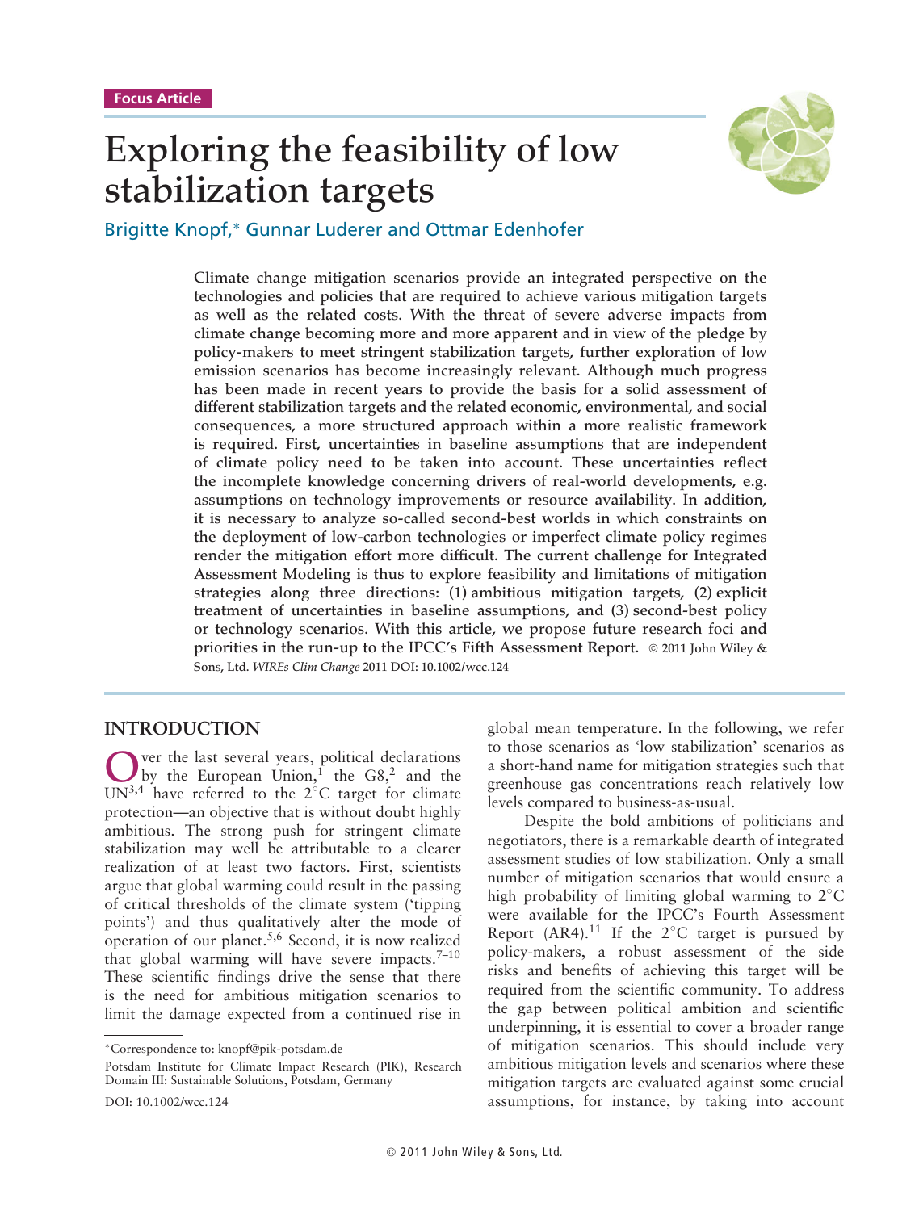Focus Article

# Exploring the feasibility of low stabilization targets

Brigitte Knopf,* Gunnar Luderer and Ottmar Edenhofer

**Climate change mitigation scenarios provide an integrated perspective on the technologies and policies that are required to achieve various mitigation targets as well as the related costs. With the threat of severe adverse impacts from climate change becoming more and more apparent and in view of the pledge by policy-makers to meet stringent stabilization targets, further exploration of low emission scenarios has become increasingly relevant. Although much progress has been made in recent years to provide the basis for a solid assessment of different stabilization targets and the related economic, environmental, and social consequences, a more structured approach within a more realistic framework is required. First, uncertainties in baseline assumptions that are independent of climate policy need to be taken into account. These uncertainties reflect the incomplete knowledge concerning drivers of real-world developments, e.g. assumptions on technology improvements or resource availability. In addition, it is necessary to analyze so-called second-best worlds in which constraints on the deployment of low-carbon technologies or imperfect climate policy regimes render the mitigation effort more difficult. The current challenge for Integrated Assessment Modeling is thus to explore feasibility and limitations of mitigation strategies along three directions: (1) ambitious mitigation targets, (2) explicit treatment of uncertainties in baseline assumptions, and (3) second-best policy or technology scenarios. With this article, we propose future research foci and priorities in the run-up to the IPCC's Fifth Assessment Report.** © 2011 John Wiley & Sons, Ltd. *WIREs Clim Change* 2011 DOI: 10.1002/wcc.124

## INTRODUCTION

Over the last several years, political declarations by the European Union,[1] the G8,[2] and the UN[3,4] have referred to the 2°C target for climate protection—an objective that is without doubt highly ambitious. The strong push for stringent climate stabilization may well be attributable to a clearer realization of at least two factors. First, scientists argue that global warming could result in the passing of critical thresholds of the climate system ('tipping points') and thus qualitatively alter the mode of operation of our planet.[5,6] Second, it is now realized that global warming will have severe impacts.[7–10] These scientific findings drive the sense that there is the need for ambitious mitigation scenarios to limit the damage expected from a continued rise in global mean temperature. In the following, we refer to those scenarios as 'low stabilization' scenarios as a short-hand name for mitigation strategies such that greenhouse gas concentrations reach relatively low levels compared to business-as-usual.

Despite the bold ambitions of politicians and negotiators, there is a remarkable dearth of integrated assessment studies of low stabilization. Only a small number of mitigation scenarios that would ensure a high probability of limiting global warming to 2°C were available for the IPCC's Fourth Assessment Report (AR4).[11] If the 2°C target is pursued by policy-makers, a robust assessment of the side risks and benefits of achieving this target will be required from the scientific community. To address the gap between political ambition and scientific underpinning, it is essential to cover a broader range of mitigation scenarios. This should include very ambitious mitigation levels and scenarios where these mitigation targets are evaluated against some crucial assumptions, for instance, by taking into account

*Correspondence to: knopf@pik-potsdam.de

Potsdam Institute for Climate Impact Research (PIK), Research Domain III: Sustainable Solutions, Potsdam, Germany

DOI: 10.1002/wcc.124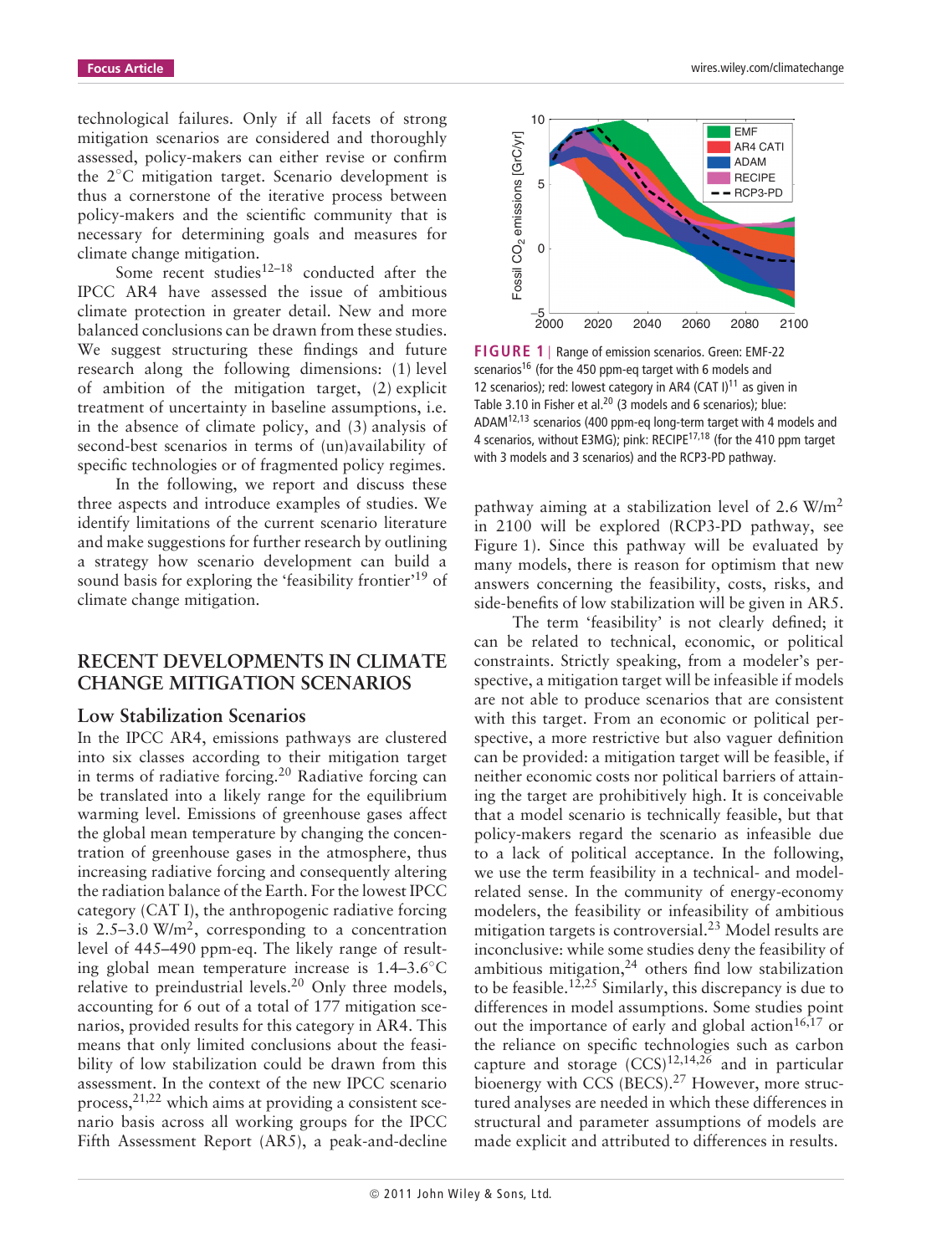technological failures. Only if all facets of strong mitigation scenarios are considered and thoroughly assessed, policy-makers can either revise or confirm the 2°C mitigation target. Scenario development is thus a cornerstone of the iterative process between policy-makers and the scientific community that is necessary for determining goals and measures for climate change mitigation.

Some recent studies[12–18] conducted after the IPCC AR4 have assessed the issue of ambitious climate protection in greater detail. New and more balanced conclusions can be drawn from these studies. We suggest structuring these findings and future research along the following dimensions: (1) level of ambition of the mitigation target, (2) explicit treatment of uncertainty in baseline assumptions, i.e. in the absence of climate policy, and (3) analysis of second-best scenarios in terms of (un)availability of specific technologies or of fragmented policy regimes.

In the following, we report and discuss these three aspects and introduce examples of studies. We identify limitations of the current scenario literature and make suggestions for further research by outlining a strategy how scenario development can build a sound basis for exploring the 'feasibility frontier'[19] of climate change mitigation.

## RECENT DEVELOPMENTS IN CLIMATE CHANGE MITIGATION SCENARIOS

### Low Stabilization Scenarios

In the IPCC AR4, emissions pathways are clustered into six classes according to their mitigation target in terms of radiative forcing.[20] Radiative forcing can be translated into a likely range for the equilibrium warming level. Emissions of greenhouse gases affect the global mean temperature by changing the concentration of greenhouse gases in the atmosphere, thus increasing radiative forcing and consequently altering the radiation balance of the Earth. For the lowest IPCC category (CAT I), the anthropogenic radiative forcing is 2.5–3.0 W/m$^2$, corresponding to a concentration level of 445–490 ppm-eq. The likely range of resulting global mean temperature increase is 1.4–3.6°C relative to preindustrial levels.[20] Only three models, accounting for 6 out of a total of 177 mitigation scenarios, provided results for this category in AR4. This means that only limited conclusions about the feasibility of low stabilization could be drawn from this assessment. In the context of the new IPCC scenario process,[21,22] which aims at providing a consistent scenario basis across all working groups for the IPCC Fifth Assessment Report (AR5), a peak-and-decline pathway aiming at a stabilization level of 2.6 W/m$^2$ in 2100 will be explored (RCP3-PD pathway, see Figure 1). Since this pathway will be evaluated by many models, there is reason for optimism that new answers concerning the feasibility, costs, risks, and side-benefits of low stabilization will be given in AR5.

**FIGURE 1** | Range of emission scenarios. Green: EMF-22 scenarios[16] (for the 450 ppm-eq target with 6 models and 12 scenarios); red: lowest category in AR4 (CAT I)[11] as given in Table 3.10 in Fisher et al.[20] (3 models and 6 scenarios); blue: ADAM[12,13] scenarios (400 ppm-eq long-term target with 4 models and 4 scenarios, without E3MG); pink: RECIPE[17,18] (for the 410 ppm target with 3 models and 3 scenarios) and the RCP3-PD pathway.

The term 'feasibility' is not clearly defined; it can be related to technical, economic, or political constraints. Strictly speaking, from a modeler's perspective, a mitigation target will be infeasible if models are not able to produce scenarios that are consistent with this target. From an economic or political perspective, a more restrictive but also vaguer definition can be provided: a mitigation target will be feasible, if neither economic costs nor political barriers of attaining the target are prohibitively high. It is conceivable that a model scenario is technically feasible, but that policy-makers regard the scenario as infeasible due to a lack of political acceptance. In the following, we use the term feasibility in a technical- and model-related sense. In the community of energy-economy modelers, the feasibility or infeasibility of ambitious mitigation targets is controversial.[23] Model results are inconclusive: while some studies deny the feasibility of ambitious mitigation,[24] others find low stabilization to be feasible.[12,25] Similarly, this discrepancy is due to differences in model assumptions. Some studies point out the importance of early and global action[16,17] or the reliance on specific technologies such as carbon capture and storage (CCS)[12,14,26] and in particular bioenergy with CCS (BECS).[27] However, more structured analyses are needed in which these differences in structural and parameter assumptions of models are made explicit and attributed to differences in results.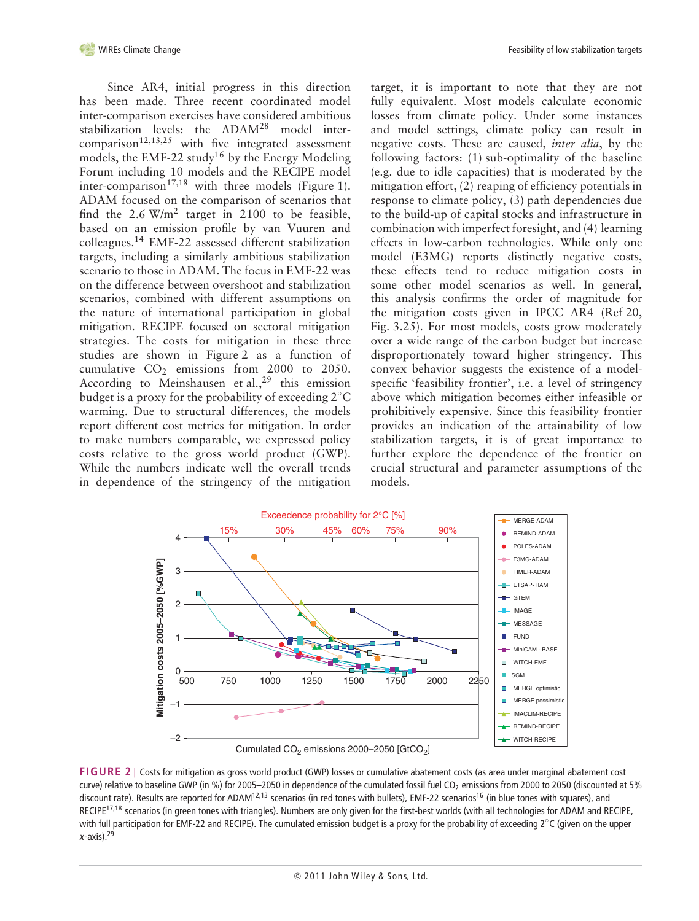Since AR4, initial progress in this direction has been made. Three recent coordinated model inter-comparison exercises have considered ambitious stabilization levels: the ADAM[28] model inter-comparison[12,13,25] with five integrated assessment models, the EMF-22 study[16] by the Energy Modeling Forum including 10 models and the RECIPE model inter-comparison[17,18] with three models (Figure 1). ADAM focused on the comparison of scenarios that find the 2.6 W/m$^2$ target in 2100 to be feasible, based on an emission profile by van Vuuren and colleagues.[14] EMF-22 assessed different stabilization targets, including a similarly ambitious stabilization scenario to those in ADAM. The focus in EMF-22 was on the difference between overshoot and stabilization scenarios, combined with different assumptions on the nature of international participation in global mitigation. RECIPE focused on sectoral mitigation strategies. The costs for mitigation in these three studies are shown in Figure 2 as a function of cumulative $CO_2$ emissions from 2000 to 2050. According to Meinshausen et al.,[29] this emission budget is a proxy for the probability of exceeding 2°C warming. Due to structural differences, the models report different cost metrics for mitigation. In order to make numbers comparable, we expressed policy costs relative to the gross world product (GWP). While the numbers indicate well the overall trends in dependence of the stringency of the mitigation target, it is important to note that they are not fully equivalent. Most models calculate economic losses from climate policy. Under some instances and model settings, climate policy can result in negative costs. These are caused, *inter alia*, by the following factors: (1) sub-optimality of the baseline (e.g. due to idle capacities) that is moderated by the mitigation effort, (2) reaping of efficiency potentials in response to climate policy, (3) path dependencies due to the build-up of capital stocks and infrastructure in combination with imperfect foresight, and (4) learning effects in low-carbon technologies. While only one model (E3MG) reports distinctly negative costs, these effects tend to reduce mitigation costs in some other model scenarios as well. In general, this analysis confirms the order of magnitude for the mitigation costs given in IPCC AR4 (Ref 20, Fig. 3.25). For most models, costs grow moderately over a wide range of the carbon budget but increase disproportionately toward higher stringency. This convex behavior suggests the existence of a model-specific 'feasibility frontier', i.e. a level of stringency above which mitigation becomes either infeasible or prohibitively expensive. Since this feasibility frontier provides an indication of the attainability of low stabilization targets, it is of great importance to further explore the dependence of the frontier on crucial structural and parameter assumptions of the models.

**FIGURE 2** | Costs for mitigation as gross world product (GWP) losses or cumulative abatement costs (as area under marginal abatement cost curve) relative to baseline GWP (in %) for 2005–2050 in dependence of the cumulated fossil fuel $CO_2$ emissions from 2000 to 2050 (discounted at 5% discount rate). Results are reported for ADAM[12,13] scenarios (in red tones with bullets), EMF-22 scenarios[16] (in blue tones with squares), and RECIPE[17,18] scenarios (in green tones with triangles). Numbers are only given for the first-best worlds (with all technologies for ADAM and RECIPE, with full participation for EMF-22 and RECIPE). The cumulated emission budget is a proxy for the probability of exceeding 2°C (given on the upper *x*-axis).[29]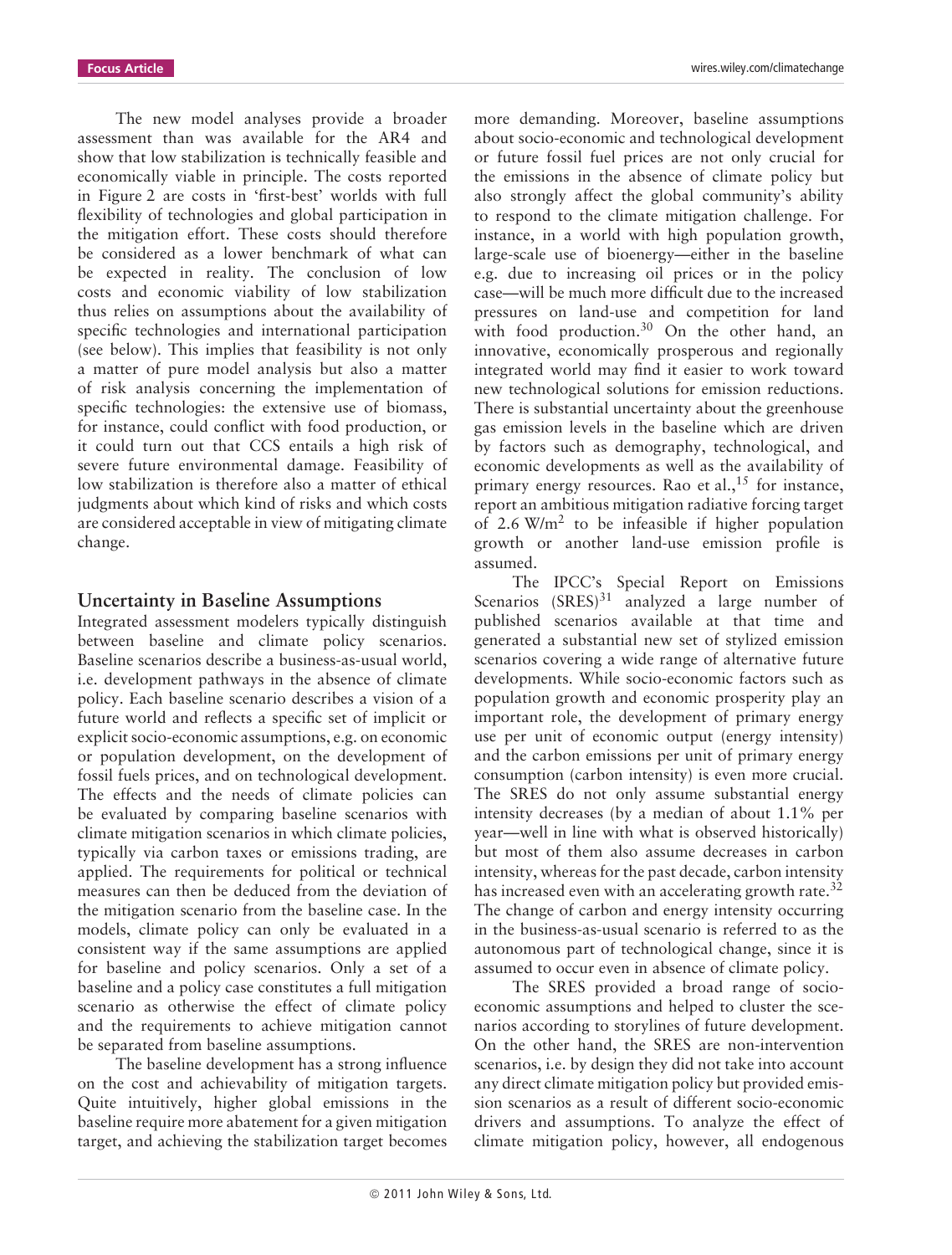The new model analyses provide a broader assessment than was available for the AR4 and show that low stabilization is technically feasible and economically viable in principle. The costs reported in Figure 2 are costs in 'first-best' worlds with full flexibility of technologies and global participation in the mitigation effort. These costs should therefore be considered as a lower benchmark of what can be expected in reality. The conclusion of low costs and economic viability of low stabilization thus relies on assumptions about the availability of specific technologies and international participation (see below). This implies that feasibility is not only a matter of pure model analysis but also a matter of risk analysis concerning the implementation of specific technologies: the extensive use of biomass, for instance, could conflict with food production, or it could turn out that CCS entails a high risk of severe future environmental damage. Feasibility of low stabilization is therefore also a matter of ethical judgments about which kind of risks and which costs are considered acceptable in view of mitigating climate change.

## Uncertainty in Baseline Assumptions

Integrated assessment modelers typically distinguish between baseline and climate policy scenarios. Baseline scenarios describe a business-as-usual world, i.e. development pathways in the absence of climate policy. Each baseline scenario describes a vision of a future world and reflects a specific set of implicit or explicit socio-economic assumptions, e.g. on economic or population development, on the development of fossil fuels prices, and on technological development. The effects and the needs of climate policies can be evaluated by comparing baseline scenarios with climate mitigation scenarios in which climate policies, typically via carbon taxes or emissions trading, are applied. The requirements for political or technical measures can then be deduced from the deviation of the mitigation scenario from the baseline case. In the models, climate policy can only be evaluated in a consistent way if the same assumptions are applied for baseline and policy scenarios. Only a set of a baseline and a policy case constitutes a full mitigation scenario as otherwise the effect of climate policy and the requirements to achieve mitigation cannot be separated from baseline assumptions.

The baseline development has a strong influence on the cost and achievability of mitigation targets. Quite intuitively, higher global emissions in the baseline require more abatement for a given mitigation target, and achieving the stabilization target becomes more demanding. Moreover, baseline assumptions about socio-economic and technological development or future fossil fuel prices are not only crucial for the emissions in the absence of climate policy but also strongly affect the global community's ability to respond to the climate mitigation challenge. For instance, in a world with high population growth, large-scale use of bioenergy—either in the baseline e.g. due to increasing oil prices or in the policy case—will be much more difficult due to the increased pressures on land-use and competition for land with food production.[30] On the other hand, an innovative, economically prosperous and regionally integrated world may find it easier to work toward new technological solutions for emission reductions. There is substantial uncertainty about the greenhouse gas emission levels in the baseline which are driven by factors such as demography, technological, and economic developments as well as the availability of primary energy resources. Rao et al.,[15] for instance, report an ambitious mitigation radiative forcing target of 2.6 $W/m^2$ to be infeasible if higher population growth or another land-use emission profile is assumed.

The IPCC's Special Report on Emissions Scenarios (SRES)[31] analyzed a large number of published scenarios available at that time and generated a substantial new set of stylized emission scenarios covering a wide range of alternative future developments. While socio-economic factors such as population growth and economic prosperity play an important role, the development of primary energy use per unit of economic output (energy intensity) and the carbon emissions per unit of primary energy consumption (carbon intensity) is even more crucial. The SRES do not only assume substantial energy intensity decreases (by a median of about 1.1% per year—well in line with what is observed historically) but most of them also assume decreases in carbon intensity, whereas for the past decade, carbon intensity has increased even with an accelerating growth rate.[32] The change of carbon and energy intensity occurring in the business-as-usual scenario is referred to as the autonomous part of technological change, since it is assumed to occur even in absence of climate policy.

The SRES provided a broad range of socio-economic assumptions and helped to cluster the scenarios according to storylines of future development. On the other hand, the SRES are non-intervention scenarios, i.e. by design they did not take into account any direct climate mitigation policy but provided emission scenarios as a result of different socio-economic drivers and assumptions. To analyze the effect of climate mitigation policy, however, all endogenous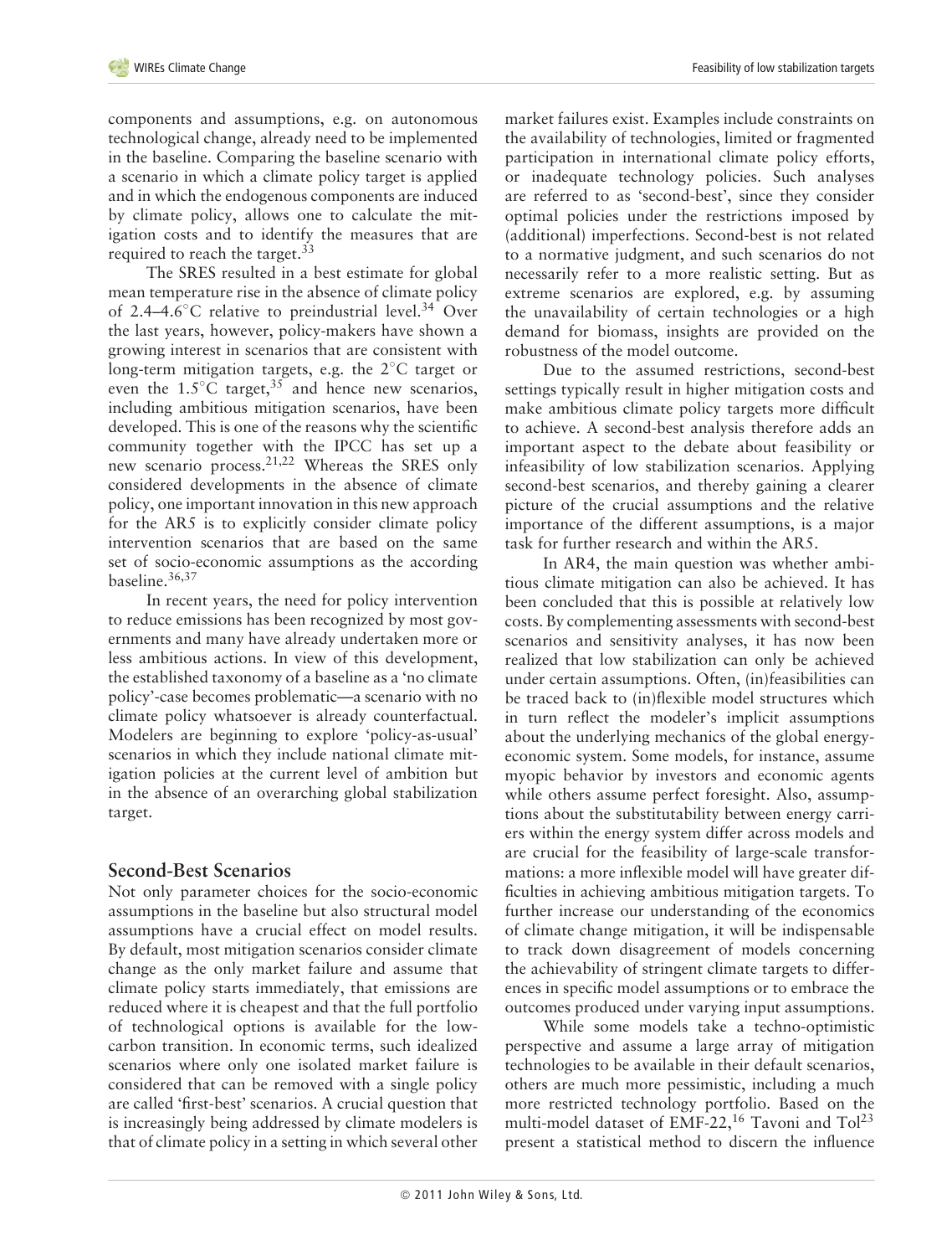components and assumptions, e.g. on autonomous technological change, already need to be implemented in the baseline. Comparing the baseline scenario with a scenario in which a climate policy target is applied and in which the endogenous components are induced by climate policy, allows one to calculate the mitigation costs and to identify the measures that are required to reach the target.[33]

The SRES resulted in a best estimate for global mean temperature rise in the absence of climate policy of 2.4–4.6°C relative to preindustrial level.[34] Over the last years, however, policy-makers have shown a growing interest in scenarios that are consistent with long-term mitigation targets, e.g. the 2°C target or even the 1.5°C target,[35] and hence new scenarios, including ambitious mitigation scenarios, have been developed. This is one of the reasons why the scientific community together with the IPCC has set up a new scenario process.[21,22] Whereas the SRES only considered developments in the absence of climate policy, one important innovation in this new approach for the AR5 is to explicitly consider climate policy intervention scenarios that are based on the same set of socio-economic assumptions as the according baseline.[36,37]

In recent years, the need for policy intervention to reduce emissions has been recognized by most governments and many have already undertaken more or less ambitious actions. In view of this development, the established taxonomy of a baseline as a 'no climate policy'-case becomes problematic—a scenario with no climate policy whatsoever is already counterfactual. Modelers are beginning to explore 'policy-as-usual' scenarios in which they include national climate mitigation policies at the current level of ambition but in the absence of an overarching global stabilization target.

## Second-Best Scenarios

Not only parameter choices for the socio-economic assumptions in the baseline but also structural model assumptions have a crucial effect on model results. By default, most mitigation scenarios consider climate change as the only market failure and assume that climate policy starts immediately, that emissions are reduced where it is cheapest and that the full portfolio of technological options is available for the low-carbon transition. In economic terms, such idealized scenarios where only one isolated market failure is considered that can be removed with a single policy are called 'first-best' scenarios. A crucial question that is increasingly being addressed by climate modelers is that of climate policy in a setting in which several other market failures exist. Examples include constraints on the availability of technologies, limited or fragmented participation in international climate policy efforts, or inadequate technology policies. Such analyses are referred to as 'second-best', since they consider optimal policies under the restrictions imposed by (additional) imperfections. Second-best is not related to a normative judgment, and such scenarios do not necessarily refer to a more realistic setting. But as extreme scenarios are explored, e.g. by assuming the unavailability of certain technologies or a high demand for biomass, insights are provided on the robustness of the model outcome.

Due to the assumed restrictions, second-best settings typically result in higher mitigation costs and make ambitious climate policy targets more difficult to achieve. A second-best analysis therefore adds an important aspect to the debate about feasibility or infeasibility of low stabilization scenarios. Applying second-best scenarios, and thereby gaining a clearer picture of the crucial assumptions and the relative importance of the different assumptions, is a major task for further research and within the AR5.

In AR4, the main question was whether ambitious climate mitigation can also be achieved. It has been concluded that this is possible at relatively low costs. By complementing assessments with second-best scenarios and sensitivity analyses, it has now been realized that low stabilization can only be achieved under certain assumptions. Often, (in)feasibilities can be traced back to (in)flexible model structures which in turn reflect the modeler's implicit assumptions about the underlying mechanics of the global energy-economic system. Some models, for instance, assume myopic behavior by investors and economic agents while others assume perfect foresight. Also, assumptions about the substitutability between energy carriers within the energy system differ across models and are crucial for the feasibility of large-scale transformations: a more inflexible model will have greater difficulties in achieving ambitious mitigation targets. To further increase our understanding of the economics of climate change mitigation, it will be indispensable to track down disagreement of models concerning the achievability of stringent climate targets to differences in specific model assumptions or to embrace the outcomes produced under varying input assumptions.

While some models take a techno-optimistic perspective and assume a large array of mitigation technologies to be available in their default scenarios, others are much more pessimistic, including a much more restricted technology portfolio. Based on the multi-model dataset of EMF-22,[16] Tavoni and Tol[23] present a statistical method to discern the influence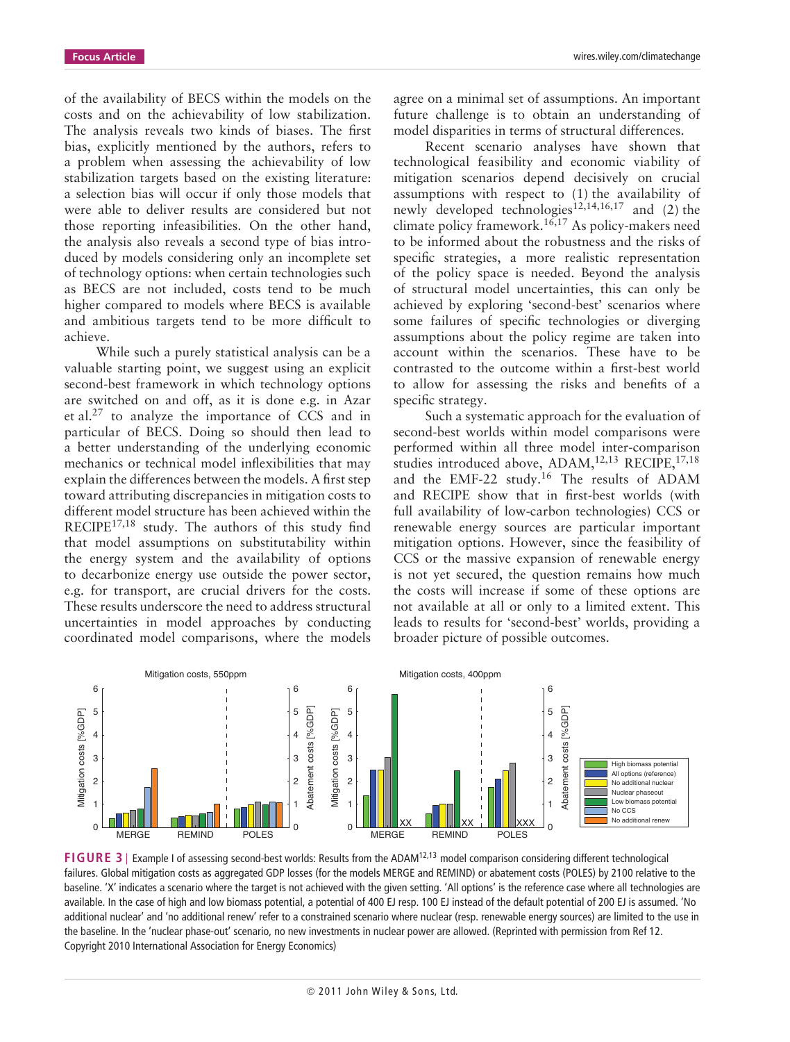of the availability of BECS within the models on the costs and on the achievability of low stabilization. The analysis reveals two kinds of biases. The first bias, explicitly mentioned by the authors, refers to a problem when assessing the achievability of low stabilization targets based on the existing literature: a selection bias will occur if only those models that were able to deliver results are considered but not those reporting infeasibilities. On the other hand, the analysis also reveals a second type of bias introduced by models considering only an incomplete set of technology options: when certain technologies such as BECS are not included, costs tend to be much higher compared to models where BECS is available and ambitious targets tend to be more difficult to achieve.

While such a purely statistical analysis can be a valuable starting point, we suggest using an explicit second-best framework in which technology options are switched on and off, as it is done e.g. in Azar et al.[27] to analyze the importance of CCS and in particular of BECS. Doing so should then lead to a better understanding of the underlying economic mechanics or technical model inflexibilities that may explain the differences between the models. A first step toward attributing discrepancies in mitigation costs to different model structure has been achieved within the RECIPE[17,18] study. The authors of this study find that model assumptions on substitutability within the energy system and the availability of options to decarbonize energy use outside the power sector, e.g. for transport, are crucial drivers for the costs. These results underscore the need to address structural uncertainties in model approaches by conducting coordinated model comparisons, where the models agree on a minimal set of assumptions. An important future challenge is to obtain an understanding of model disparities in terms of structural differences.

Recent scenario analyses have shown that technological feasibility and economic viability of mitigation scenarios depend decisively on crucial assumptions with respect to (1) the availability of newly developed technologies[12,14,16,17] and (2) the climate policy framework.[16,17] As policy-makers need to be informed about the robustness and the risks of specific strategies, a more realistic representation of the policy space is needed. Beyond the analysis of structural model uncertainties, this can only be achieved by exploring 'second-best' scenarios where some failures of specific technologies or diverging assumptions about the policy regime are taken into account within the scenarios. These have to be contrasted to the outcome within a first-best world to allow for assessing the risks and benefits of a specific strategy.

Such a systematic approach for the evaluation of second-best worlds within model comparisons were performed within all three model inter-comparison studies introduced above, ADAM,[12,13] RECIPE,[17,18] and the EMF-22 study.[16] The results of ADAM and RECIPE show that in first-best worlds (with full availability of low-carbon technologies) CCS or renewable energy sources are particular important mitigation options. However, since the feasibility of CCS or the massive expansion of renewable energy is not yet secured, the question remains how much the costs will increase if some of these options are not available at all or only to a limited extent. This leads to results for 'second-best' worlds, providing a broader picture of possible outcomes.

**FIGURE 3** | Example I of assessing second-best worlds: Results from the ADAM[12,13] model comparison considering different technological failures. Global mitigation costs as aggregated GDP losses (for the models MERGE and REMIND) or abatement costs (POLES) by 2100 relative to the baseline. 'X' indicates a scenario where the target is not achieved with the given setting. 'All options' is the reference case where all technologies are available. In the case of high and low biomass potential, a potential of 400 EJ resp. 100 EJ instead of the default potential of 200 EJ is assumed. 'No additional nuclear' and 'no additional renew' refer to a constrained scenario where nuclear (resp. renewable energy sources) are limited to the use in the baseline. In the 'nuclear phase-out' scenario, no new investments in nuclear power are allowed. (Reprinted with permission from Ref 12. Copyright 2010 International Association for Energy Economics)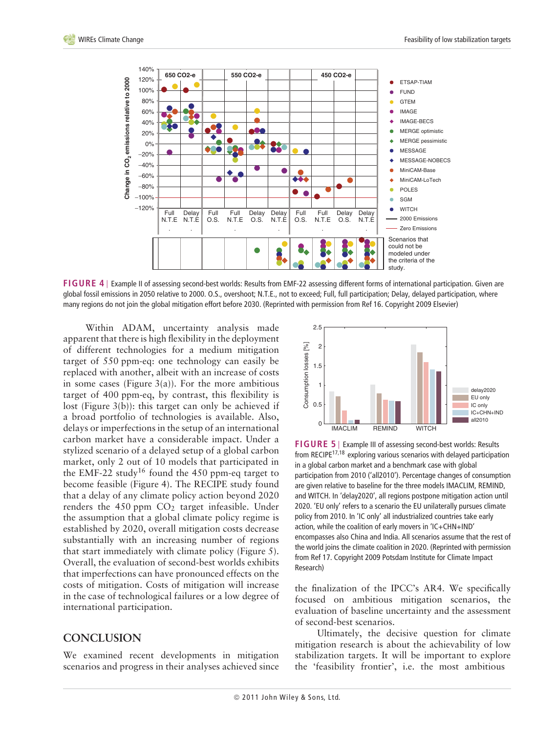**FIGURE 4** | Example II of assessing second-best worlds: Results from EMF-22 assessing different forms of international participation. Given are global fossil emissions in 2050 relative to 2000. O.S., overshoot; N.T.E., not to exceed; Full, full participation; Delay, delayed participation, where many regions do not join the global mitigation effort before 2030. (Reprinted with permission from Ref 16. Copyright 2009 Elsevier)

Within ADAM, uncertainty analysis made apparent that there is high flexibility in the deployment of different technologies for a medium mitigation target of 550 ppm-eq: one technology can easily be replaced with another, albeit with an increase of costs in some cases (Figure 3(a)). For the more ambitious target of 400 ppm-eq, by contrast, this flexibility is lost (Figure 3(b)): this target can only be achieved if a broad portfolio of technologies is available. Also, delays or imperfections in the setup of an international carbon market have a considerable impact. Under a stylized scenario of a delayed setup of a global carbon market, only 2 out of 10 models that participated in the EMF-22 study[16] found the 450 ppm-eq target to become feasible (Figure 4). The RECIPE study found that a delay of any climate policy action beyond 2020 renders the 450 ppm $CO_2$ target infeasible. Under the assumption that a global climate policy regime is established by 2020, overall mitigation costs decrease substantially with an increasing number of regions that start immediately with climate policy (Figure 5). Overall, the evaluation of second-best worlds exhibits that imperfections can have pronounced effects on the costs of mitigation. Costs of mitigation will increase in the case of technological failures or a low degree of international participation.

**FIGURE 5** | Example III of assessing second-best worlds: Results from RECIPE[17,18] exploring various scenarios with delayed participation in a global carbon market and a benchmark case with global participation from 2010 ('all2010'). Percentage changes of consumption are given relative to baseline for the three models IMACLIM, REMIND, and WITCH. In 'delay2020', all regions postpone mitigation action until 2020. 'EU only' refers to a scenario the EU unilaterally pursues climate policy from 2010. In 'IC only' all industrialized countries take early action, while the coalition of early movers in 'IC+CHN+IND' encompasses also China and India. All scenarios assume that the rest of the world joins the climate coalition in 2020. (Reprinted with permission from Ref 17. Copyright 2009 Potsdam Institute for Climate Impact Research)

## CONCLUSION

We examined recent developments in mitigation scenarios and progress in their analyses achieved since the finalization of the IPCC's AR4. We specifically focused on ambitious mitigation scenarios, the evaluation of baseline uncertainty and the assessment of second-best scenarios.

Ultimately, the decisive question for climate mitigation research is about the achievability of low stabilization targets. It will be important to explore the 'feasibility frontier', i.e. the most ambitious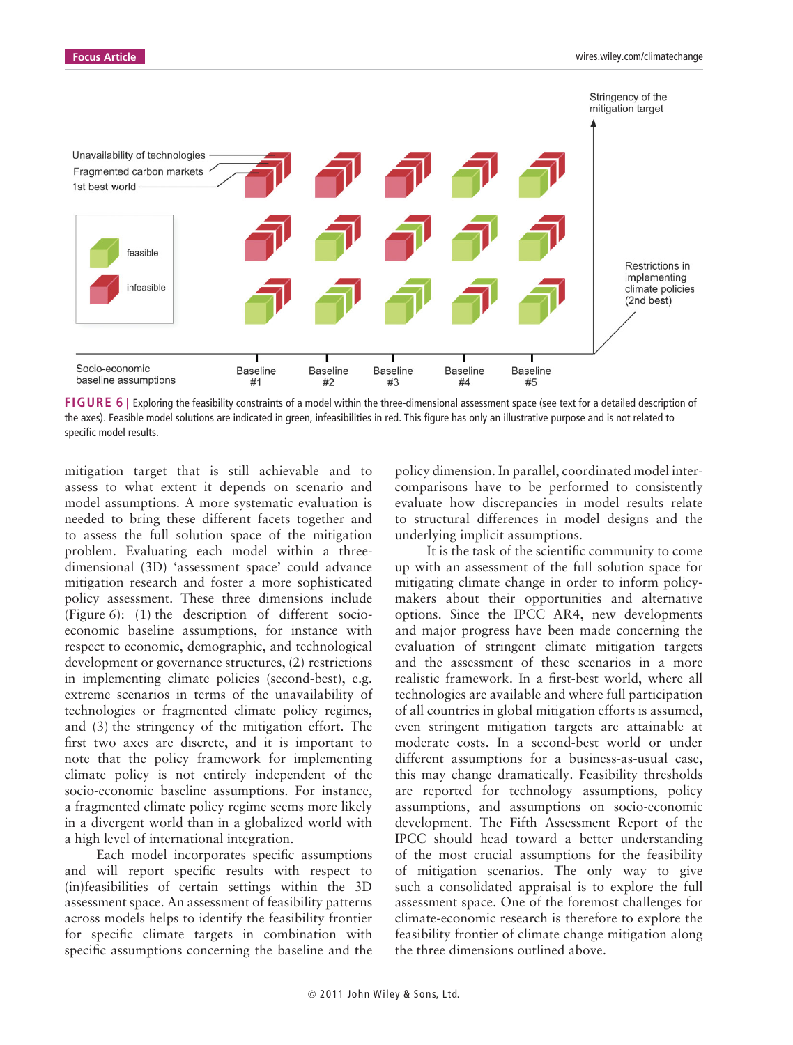FIGURE 6 | Exploring the feasibility constraints of a model within the three-dimensional assessment space (see text for a detailed description of the axes). Feasible model solutions are indicated in green, infeasibilities in red. This figure has only an illustrative purpose and is not related to specific model results.

mitigation target that is still achievable and to assess to what extent it depends on scenario and model assumptions. A more systematic evaluation is needed to bring these different facets together and to assess the full solution space of the mitigation problem. Evaluating each model within a three-dimensional (3D) 'assessment space' could advance mitigation research and foster a more sophisticated policy assessment. These three dimensions include (Figure 6): (1) the description of different socio-economic baseline assumptions, for instance with respect to economic, demographic, and technological development or governance structures, (2) restrictions in implementing climate policies (second-best), e.g. extreme scenarios in terms of the unavailability of technologies or fragmented climate policy regimes, and (3) the stringency of the mitigation effort. The first two axes are discrete, and it is important to note that the policy framework for implementing climate policy is not entirely independent of the socio-economic baseline assumptions. For instance, a fragmented climate policy regime seems more likely in a divergent world than in a globalized world with a high level of international integration.

Each model incorporates specific assumptions and will report specific results with respect to (in)feasibilities of certain settings within the 3D assessment space. An assessment of feasibility patterns across models helps to identify the feasibility frontier for specific climate targets in combination with specific assumptions concerning the baseline and the policy dimension. In parallel, coordinated model intercomparisons have to be performed to consistently evaluate how discrepancies in model results relate to structural differences in model designs and the underlying implicit assumptions.

It is the task of the scientific community to come up with an assessment of the full solution space for mitigating climate change in order to inform policy-makers about their opportunities and alternative options. Since the IPCC AR4, new developments and major progress have been made concerning the evaluation of stringent climate mitigation targets and the assessment of these scenarios in a more realistic framework. In a first-best world, where all technologies are available and where full participation of all countries in global mitigation efforts is assumed, even stringent mitigation targets are attainable at moderate costs. In a second-best world or under different assumptions for a business-as-usual case, this may change dramatically. Feasibility thresholds are reported for technology assumptions, policy assumptions, and assumptions on socio-economic development. The Fifth Assessment Report of the IPCC should head toward a better understanding of the most crucial assumptions for the feasibility of mitigation scenarios. The only way to give such a consolidated appraisal is to explore the full assessment space. One of the foremost challenges for climate-economic research is therefore to explore the feasibility frontier of climate change mitigation along the three dimensions outlined above.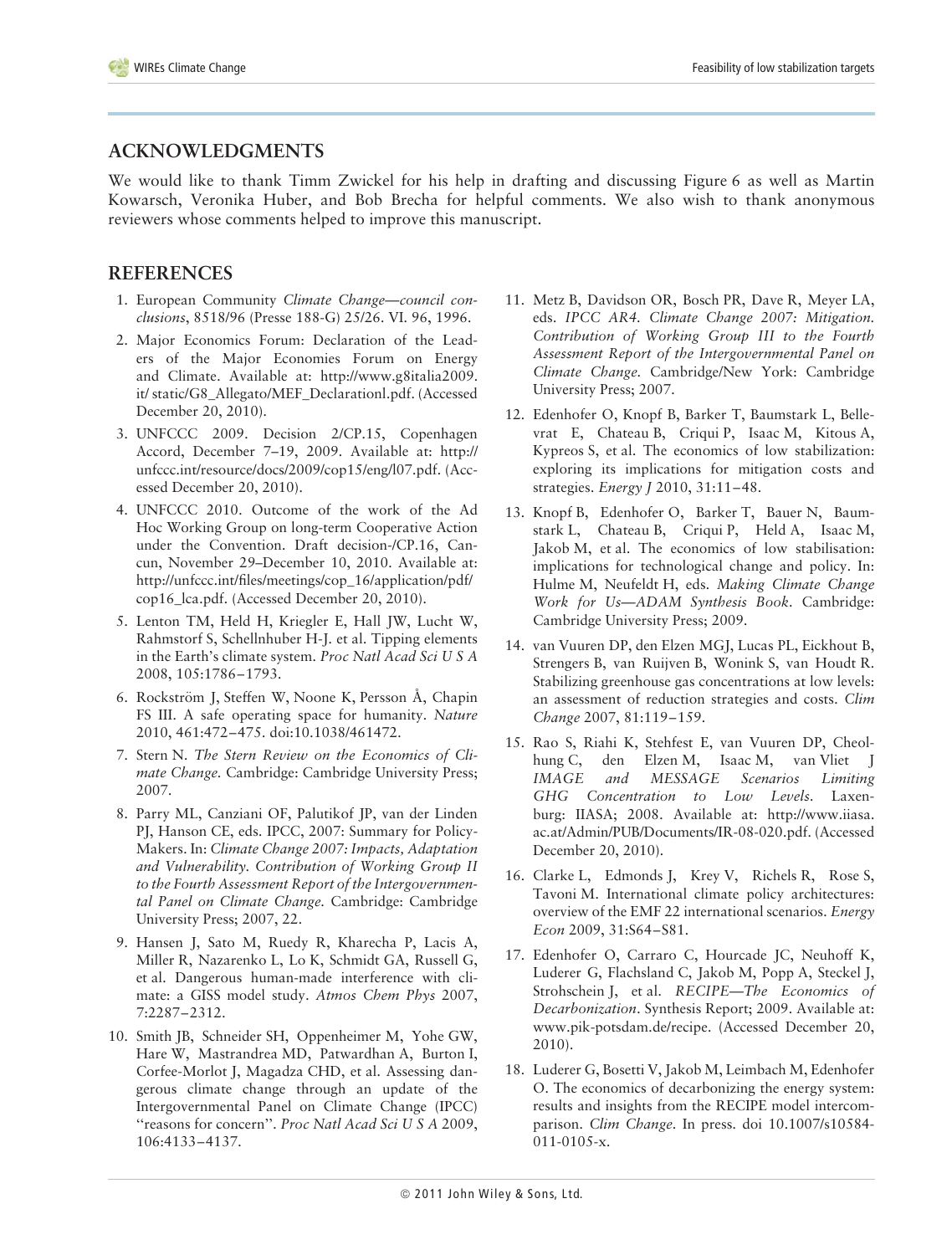## ACKNOWLEDGMENTS

We would like to thank Timm Zwickel for his help in drafting and discussing Figure 6 as well as Martin Kowarsch, Veronika Huber, and Bob Brecha for helpful comments. We also wish to thank anonymous reviewers whose comments helped to improve this manuscript.

## REFERENCES

1. European Community *Climate Change—council conclusions*, 8518/96 (Presse 188-G) 25/26. VI. 96, 1996.
2. Major Economics Forum: Declaration of the Leaders of the Major Economies Forum on Energy and Climate. Available at: http://www.g8italia2009.it/ static/G8_Allegato/MEF_Declarationl.pdf. (Accessed December 20, 2010).
3. UNFCCC 2009. Decision 2/CP.15, Copenhagen Accord, December 7–19, 2009. Available at: http://unfccc.int/resource/docs/2009/cop15/eng/l07.pdf. (Accessed December 20, 2010).
4. UNFCCC 2010. Outcome of the work of the Ad Hoc Working Group on long-term Cooperative Action under the Convention. Draft decision-/CP.16, Cancun, November 29–December 10, 2010. Available at: http://unfccc.int/files/meetings/cop_16/application/pdf/cop16_lca.pdf. (Accessed December 20, 2010).
5. Lenton TM, Held H, Kriegler E, Hall JW, Lucht W, Rahmstorf S, Schellnhuber H-J. et al. Tipping elements in the Earth's climate system. *Proc Natl Acad Sci U S A* 2008, 105:1786–1793.
6. Rockström J, Steffen W, Noone K, Persson Å, Chapin FS III. A safe operating space for humanity. *Nature* 2010, 461:472–475. doi:10.1038/461472.
7. Stern N. *The Stern Review on the Economics of Climate Change*. Cambridge: Cambridge University Press; 2007.
8. Parry ML, Canziani OF, Palutikof JP, van der Linden PJ, Hanson CE, eds. IPCC, 2007: Summary for Policy-Makers. In: *Climate Change 2007: Impacts, Adaptation and Vulnerability. Contribution of Working Group II to the Fourth Assessment Report of the Intergovernmental Panel on Climate Change*. Cambridge: Cambridge University Press; 2007, 22.
9. Hansen J, Sato M, Ruedy R, Kharecha P, Lacis A, Miller R, Nazarenko L, Lo K, Schmidt GA, Russell G, et al. Dangerous human-made interference with climate: a GISS model study. *Atmos Chem Phys* 2007, 7:2287–2312.
10. Smith JB, Schneider SH, Oppenheimer M, Yohe GW, Hare W, Mastrandrea MD, Patwardhan A, Burton I, Corfee-Morlot J, Magadza CHD, et al. Assessing dangerous climate change through an update of the Intergovernmental Panel on Climate Change (IPCC) "reasons for concern". *Proc Natl Acad Sci U S A* 2009, 106:4133–4137.
11. Metz B, Davidson OR, Bosch PR, Dave R, Meyer LA, eds. *IPCC AR4. Climate Change 2007: Mitigation. Contribution of Working Group III to the Fourth Assessment Report of the Intergovernmental Panel on Climate Change*. Cambridge/New York: Cambridge University Press; 2007.
12. Edenhofer O, Knopf B, Barker T, Baumstark L, Bellevrat E, Chateau B, Criqui P, Isaac M, Kitous A, Kypreos S, et al. The economics of low stabilization: exploring its implications for mitigation costs and strategies. *Energy J* 2010, 31:11–48.
13. Knopf B, Edenhofer O, Barker T, Bauer N, Baumstark L, Chateau B, Criqui P, Held A, Isaac M, Jakob M, et al. The economics of low stabilisation: implications for technological change and policy. In: Hulme M, Neufeldt H, eds. *Making Climate Change Work for Us—ADAM Synthesis Book*. Cambridge: Cambridge University Press; 2009.
14. van Vuuren DP, den Elzen MGJ, Lucas PL, Eickhout B, Strengers B, van Ruijven B, Wonink S, van Houdt R. Stabilizing greenhouse gas concentrations at low levels: an assessment of reduction strategies and costs. *Clim Change* 2007, 81:119–159.
15. Rao S, Riahi K, Stehfest E, van Vuuren DP, Cheolhung C, den Elzen M, Isaac M, van Vliet J *IMAGE and MESSAGE Scenarios Limiting GHG Concentration to Low Levels*. Laxenburg: IIASA; 2008. Available at: http://www.iiasa.ac.at/Admin/PUB/Documents/IR-08-020.pdf. (Accessed December 20, 2010).
16. Clarke L, Edmonds J, Krey V, Richels R, Rose S, Tavoni M. International climate policy architectures: overview of the EMF 22 international scenarios. *Energy Econ* 2009, 31:S64–S81.
17. Edenhofer O, Carraro C, Hourcade JC, Neuhoff K, Luderer G, Flachsland C, Jakob M, Popp A, Steckel J, Strohschein J, et al. *RECIPE—The Economics of Decarbonization*. Synthesis Report; 2009. Available at: www.pik-potsdam.de/recipe. (Accessed December 20, 2010).
18. Luderer G, Bosetti V, Jakob M, Leimbach M, Edenhofer O. The economics of decarbonizing the energy system: results and insights from the RECIPE model intercomparison. *Clim Change*. In press. doi 10.1007/s10584-011-0105-x.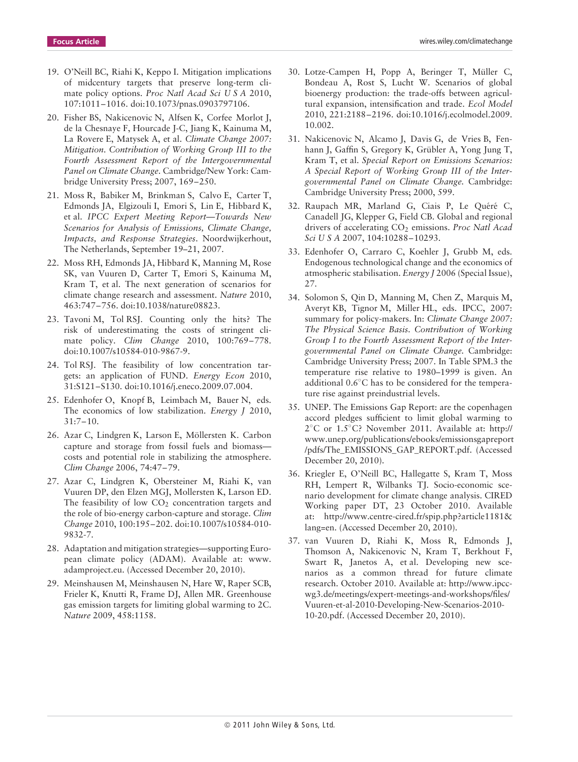19. O'Neill BC, Riahi K, Keppo I. Mitigation implications of midcentury targets that preserve long-term climate policy options. *Proc Natl Acad Sci U S A* 2010, 107:1011–1016. doi:10.1073/pnas.0903797106.

20. Fisher BS, Nakicenovic N, Alfsen K, Corfee Morlot J, de la Chesnaye F, Hourcade J-C, Jiang K, Kainuma M, La Rovere E, Matysek A, et al. *Climate Change 2007: Mitigation. Contribution of Working Group III to the Fourth Assessment Report of the Intergovernmental Panel on Climate Change.* Cambridge/New York: Cambridge University Press; 2007, 169–250.

21. Moss R, Babiker M, Brinkman S, Calvo E, Carter T, Edmonds JA, Elgizouli I, Emori S, Lin E, Hibbard K, et al. *IPCC Expert Meeting Report—Towards New Scenarios for Analysis of Emissions, Climate Change, Impacts, and Response Strategies*. Noordwijkerhout, The Netherlands, September 19–21, 2007.

22. Moss RH, Edmonds JA, Hibbard K, Manning M, Rose SK, van Vuuren D, Carter T, Emori S, Kainuma M, Kram T, et al. The next generation of scenarios for climate change research and assessment. *Nature* 2010, 463:747–756. doi:10.1038/nature08823.

23. Tavoni M, Tol RSJ. Counting only the hits? The risk of underestimating the costs of stringent climate policy. *Clim Change* 2010, 100:769–778. doi:10.1007/s10584-010-9867-9.

24. Tol RSJ. The feasibility of low concentration targets: an application of FUND. *Energy Econ* 2010, 31:S121–S130. doi:10.1016/j.eneco.2009.07.004.

25. Edenhofer O, Knopf B, Leimbach M, Bauer N, eds. The economics of low stabilization. *Energy J* 2010, 31:7–10.

26. Azar C, Lindgren K, Larson E, Möllersten K. Carbon capture and storage from fossil fuels and biomass—costs and potential role in stabilizing the atmosphere. *Clim Change* 2006, 74:47–79.

27. Azar C, Lindgren K, Obersteiner M, Riahi K, van Vuuren DP, den Elzen MGJ, Mollersten K, Larson ED. The feasibility of low $CO_2$ concentration targets and the role of bio-energy carbon-capture and storage. *Clim Change* 2010, 100:195–202. doi:10.1007/s10584-010-9832-7.

28. Adaptation and mitigation strategies—supporting European climate policy (ADAM). Available at: www.adamproject.eu. (Accessed December 20, 2010).

29. Meinshausen M, Meinshausen N, Hare W, Raper SCB, Frieler K, Knutti R, Frame DJ, Allen MR. Greenhouse gas emission targets for limiting global warming to 2C. *Nature* 2009, 458:1158.

30. Lotze-Campen H, Popp A, Beringer T, Müller C, Bondeau A, Rost S, Lucht W. Scenarios of global bioenergy production: the trade-offs between agricultural expansion, intensification and trade. *Ecol Model* 2010, 221:2188–2196. doi:10.1016/j.ecolmodel.2009.10.002.

31. Nakicenovic N, Alcamo J, Davis G, de Vries B, Fenhann J, Gaffin S, Gregory K, Grübler A, Yong Jung T, Kram T, et al. *Special Report on Emissions Scenarios: A Special Report of Working Group III of the Intergovernmental Panel on Climate Change.* Cambridge: Cambridge University Press; 2000, 599.

32. Raupach MR, Marland G, Ciais P, Le Quéré C, Canadell JG, Klepper G, Field CB. Global and regional drivers of accelerating $CO_2$ emissions. *Proc Natl Acad Sci U S A* 2007, 104:10288–10293.

33. Edenhofer O, Carraro C, Koehler J, Grubb M, eds. Endogenous technological change and the economics of atmospheric stabilisation. *Energy J* 2006 (Special Issue), 27.

34. Solomon S, Qin D, Manning M, Chen Z, Marquis M, Averyt KB, Tignor M, Miller HL, eds. IPCC, 2007: summary for policy-makers. In: *Climate Change 2007: The Physical Science Basis. Contribution of Working Group I to the Fourth Assessment Report of the Intergovernmental Panel on Climate Change.* Cambridge: Cambridge University Press; 2007. In Table SPM.3 the temperature rise relative to 1980–1999 is given. An additional 0.6°C has to be considered for the temperature rise against preindustrial levels.

35. UNEP. The Emissions Gap Report: are the copenhagen accord pledges sufficient to limit global warming to 2°C or 1.5°C? November 2011. Available at: http://www.unep.org/publications/ebooks/emissionsgapreport/pdfs/The_EMISSIONS_GAP_REPORT.pdf. (Accessed December 20, 2010).

36. Kriegler E, O'Neill BC, Hallegatte S, Kram T, Moss RH, Lempert R, Wilbanks TJ. Socio-economic scenario development for climate change analysis. CIRED Working paper DT, 23 October 2010. Available at: http://www.centre-cired.fr/spip.php?article1181&lang=en. (Accessed December 20, 2010).

37. van Vuuren D, Riahi K, Moss R, Edmonds J, Thomson A, Nakicenovic N, Kram T, Berkhout F, Swart R, Janetos A, et al. Developing new scenarios as a common thread for future climate research. October 2010. Available at: http://www.ipcc-wg3.de/meetings/expert-meetings-and-workshops/files/Vuuren-et-al-2010-Developing-New-Scenarios-2010-10-20.pdf. (Accessed December 20, 2010).